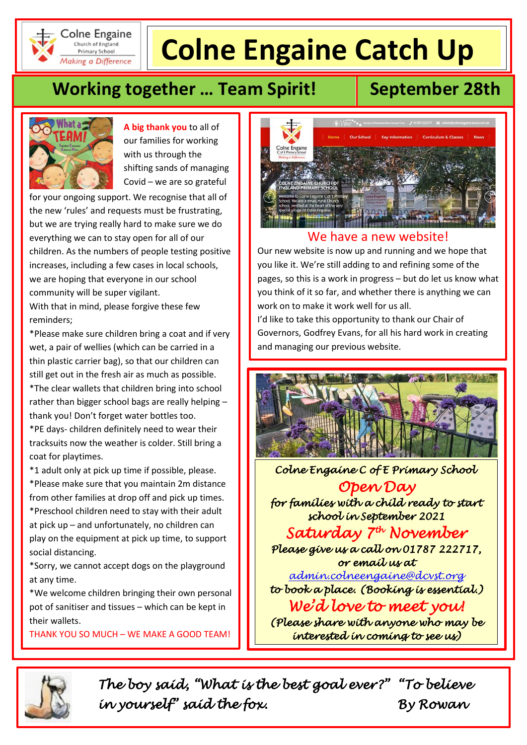# Colne Engaine Catch Up

## Working together … Team Spirit!

## September 28th

**A big thank you** to all of our families for working with us through the shifting sands of managing Covid – we are so grateful for your ongoing support. We recognise that all of the new 'rules' and requests must be frustrating, but we are trying really hard to make sure we do everything we can to stay open for all of our children. As the numbers of people testing positive increases, including a few cases in local schools, we are hoping that everyone in our school community will be super vigilant.

With that in mind, please forgive these few reminders;

*Please make sure children bring a coat and if very wet, a pair of wellies (which can be carried in a thin plastic carrier bag), so that our children can still get out in the fresh air as much as possible.

*The clear wallets that children bring into school rather than bigger school bags are really helping – thank you! Don't forget water bottles too.

*PE days- children definitely need to wear their tracksuits now the weather is colder. Still bring a coat for playtimes.

*1 adult only at pick up time if possible, please.

*Please make sure that you maintain 2m distance from other families at drop off and pick up times.

*Preschool children need to stay with their adult at pick up – and unfortunately, no children can play on the equipment at pick up time, to support social distancing.

*Sorry, we cannot accept dogs on the playground at any time.

*We welcome children bringing their own personal pot of sanitiser and tissues – which can be kept in their wallets.

THANK YOU SO MUCH – WE MAKE A GOOD TEAM!

### We have a new website!

Our new website is now up and running and we hope that you like it. We're still adding to and refining some of the pages, so this is a work in progress – but do let us know what you think of it so far, and whether there is anything we can work on to make it work well for us all.

I'd like to take this opportunity to thank our Chair of Governors, Godfrey Evans, for all his hard work in creating and managing our previous website.

*Colne Engaine C of E Primary School*

### *Open Day*

*for families with a child ready to start school in September 2021*

### *Saturday 7th November*

*Please give us a call on 01787 222717, or email us at*
*admin.colneengaine@dcvst.org*
*to book a place. (Booking is essential.)*

### *We'd love to meet you!*

*(Please share with anyone who may be interested in coming to see us)*

*The boy said, "What is the best goal ever?" "To believe in yourself" said the fox.* By Rowan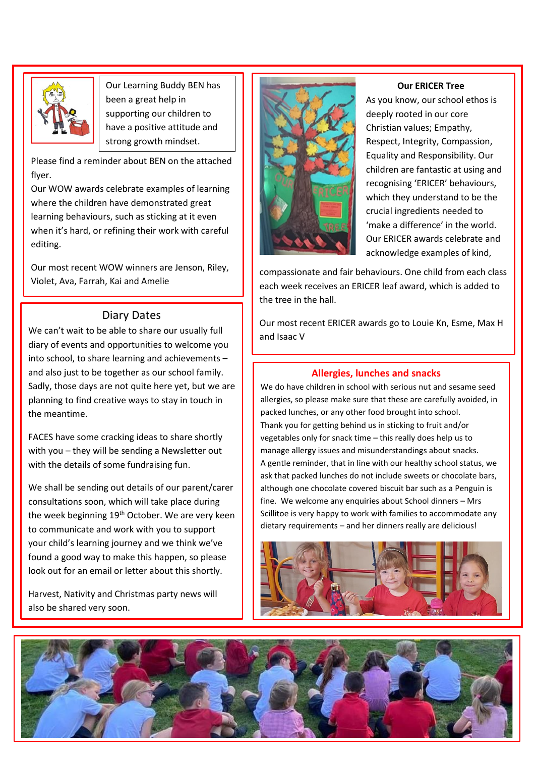Our Learning Buddy BEN has been a great help in supporting our children to have a positive attitude and strong growth mindset.

Please find a reminder about BEN on the attached flyer.

Our WOW awards celebrate examples of learning where the children have demonstrated great learning behaviours, such as sticking at it even when it's hard, or refining their work with careful editing.

Our most recent WOW winners are Jenson, Riley, Violet, Ava, Farrah, Kai and Amelie

## Diary Dates

We can't wait to be able to share our usually full diary of events and opportunities to welcome you into school, to share learning and achievements – and also just to be together as our school family. Sadly, those days are not quite here yet, but we are planning to find creative ways to stay in touch in the meantime.

FACES have some cracking ideas to share shortly with you – they will be sending a Newsletter out with the details of some fundraising fun.

We shall be sending out details of our parent/carer consultations soon, which will take place during the week beginning 19th October. We are very keen to communicate and work with you to support your child's learning journey and we think we've found a good way to make this happen, so please look out for an email or letter about this shortly.

Harvest, Nativity and Christmas party news will also be shared very soon.

## Our ERICER Tree

As you know, our school ethos is deeply rooted in our core Christian values; Empathy, Respect, Integrity, Compassion, Equality and Responsibility. Our children are fantastic at using and recognising 'ERICER' behaviours, which they understand to be the crucial ingredients needed to 'make a difference' in the world. Our ERICER awards celebrate and acknowledge examples of kind, compassionate and fair behaviours. One child from each class each week receives an ERICER leaf award, which is added to the tree in the hall.

Our most recent ERICER awards go to Louie Kn, Esme, Max H and Isaac V

## Allergies, lunches and snacks

We do have children in school with serious nut and sesame seed allergies, so please make sure that these are carefully avoided, in packed lunches, or any other food brought into school.

Thank you for getting behind us in sticking to fruit and/or vegetables only for snack time – this really does help us to manage allergy issues and misunderstandings about snacks.

A gentle reminder, that in line with our healthy school status, we ask that packed lunches do not include sweets or chocolate bars, although one chocolate covered biscuit bar such as a Penguin is fine. We welcome any enquiries about School dinners – Mrs Scillitoe is very happy to work with families to accommodate any dietary requirements – and her dinners really are delicious!